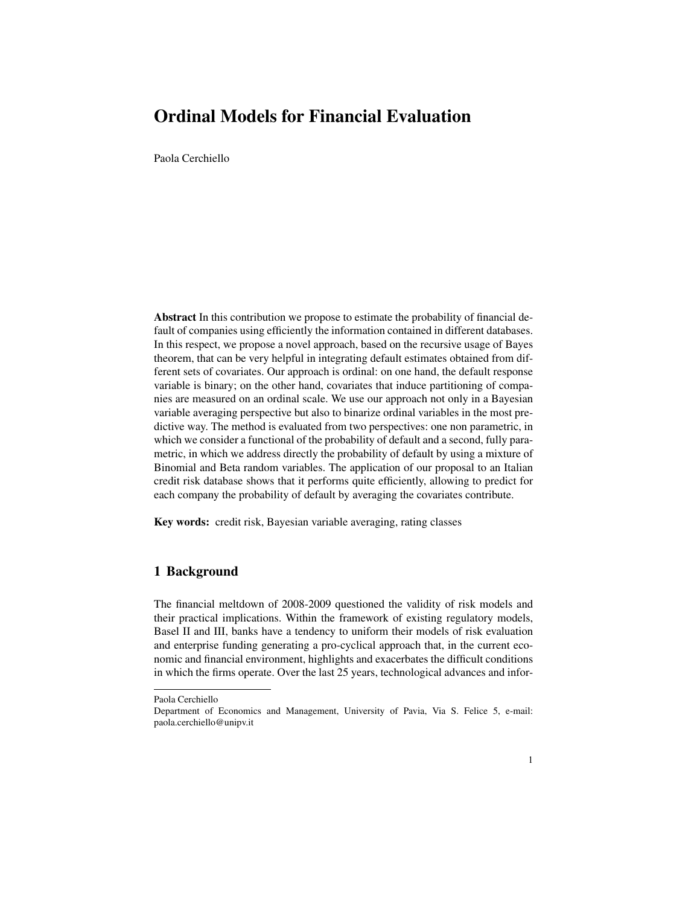# Ordinal Models for Financial Evaluation

Paola Cerchiello

**Abstract** In this contribution we propose to estimate the probability of financial default of companies using efficiently the information contained in different databases. In this respect, we propose a novel approach, based on the recursive usage of Bayes theorem, that can be very helpful in integrating default estimates obtained from different sets of covariates. Our approach is ordinal: on one hand, the default response variable is binary; on the other hand, covariates that induce partitioning of companies are measured on an ordinal scale. We use our approach not only in a Bayesian variable averaging perspective but also to binarize ordinal variables in the most predictive way. The method is evaluated from two perspectives: one non parametric, in which we consider a functional of the probability of default and a second, fully parametric, in which we address directly the probability of default by using a mixture of Binomial and Beta random variables. The application of our proposal to an Italian credit risk database shows that it performs quite efficiently, allowing to predict for each company the probability of default by averaging the covariates contribute.

**Key words:** credit risk, Bayesian variable averaging, rating classes

## 1 Background

The financial meltdown of 2008-2009 questioned the validity of risk models and their practical implications. Within the framework of existing regulatory models, Basel II and III, banks have a tendency to uniform their models of risk evaluation and enterprise funding generating a pro-cyclical approach that, in the current economic and financial environment, highlights and exacerbates the difficult conditions in which the firms operate. Over the last 25 years, technological advances and infor-

---

Paola Cerchiello
Department of Economics and Management, University of Pavia, Via S. Felice 5, e-mail: paola.cerchiello@unipv.it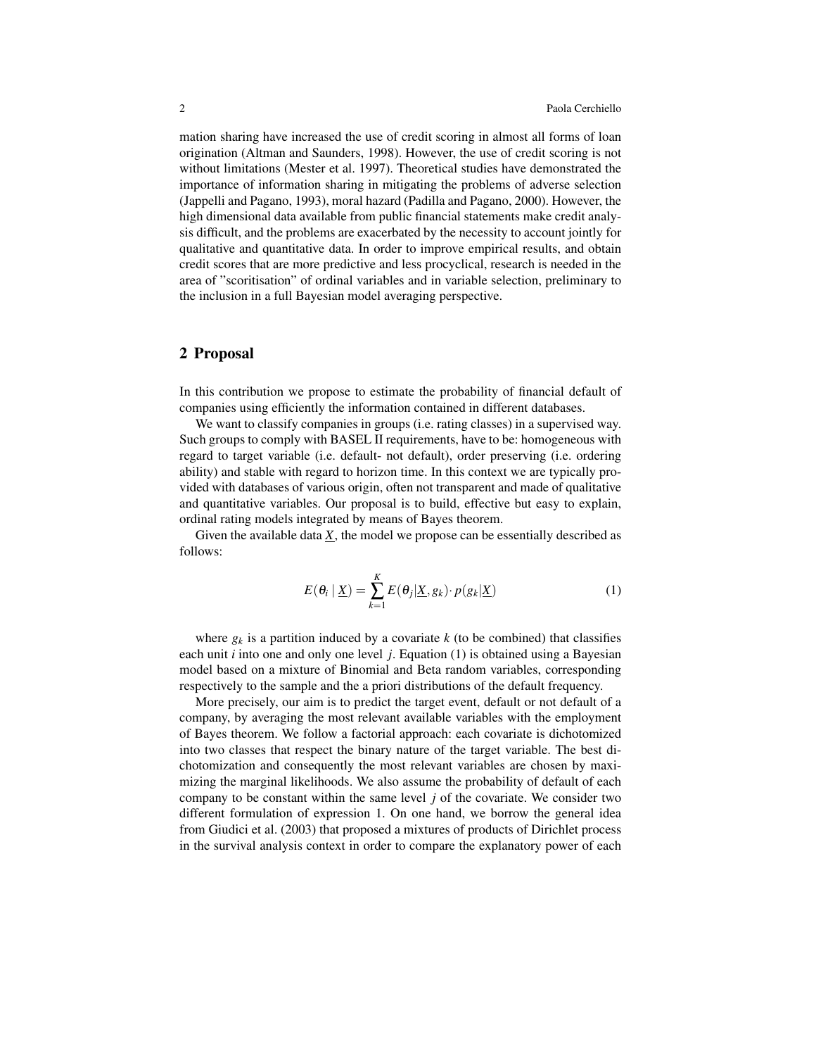mation sharing have increased the use of credit scoring in almost all forms of loan origination (Altman and Saunders, 1998). However, the use of credit scoring is not without limitations (Mester et al. 1997). Theoretical studies have demonstrated the importance of information sharing in mitigating the problems of adverse selection (Jappelli and Pagano, 1993), moral hazard (Padilla and Pagano, 2000). However, the high dimensional data available from public financial statements make credit analysis difficult, and the problems are exacerbated by the necessity to account jointly for qualitative and quantitative data. In order to improve empirical results, and obtain credit scores that are more predictive and less procyclical, research is needed in the area of "scoritisation" of ordinal variables and in variable selection, preliminary to the inclusion in a full Bayesian model averaging perspective.

## 2 Proposal

In this contribution we propose to estimate the probability of financial default of companies using efficiently the information contained in different databases.

We want to classify companies in groups (i.e. rating classes) in a supervised way. Such groups to comply with BASEL II requirements, have to be: homogeneous with regard to target variable (i.e. default- not default), order preserving (i.e. ordering ability) and stable with regard to horizon time. In this context we are typically provided with databases of various origin, often not transparent and made of qualitative and quantitative variables. Our proposal is to build, effective but easy to explain, ordinal rating models integrated by means of Bayes theorem.

Given the available data $\underline{X}$, the model we propose can be essentially described as follows:

$$E(\theta_i \mid \underline{X}) = \sum_{k=1}^{K} E(\theta_j|\underline{X}, g_k) \cdot p(g_k|\underline{X}) \tag{1}$$

where $g_k$ is a partition induced by a covariate $k$ (to be combined) that classifies each unit $i$ into one and only one level $j$. Equation (1) is obtained using a Bayesian model based on a mixture of Binomial and Beta random variables, corresponding respectively to the sample and the a priori distributions of the default frequency.

More precisely, our aim is to predict the target event, default or not default of a company, by averaging the most relevant available variables with the employment of Bayes theorem. We follow a factorial approach: each covariate is dichotomized into two classes that respect the binary nature of the target variable. The best dichotomization and consequently the most relevant variables are chosen by maximizing the marginal likelihoods. We also assume the probability of default of each company to be constant within the same level $j$ of the covariate. We consider two different formulation of expression 1. On one hand, we borrow the general idea from Giudici et al. (2003) that proposed a mixtures of products of Dirichlet process in the survival analysis context in order to compare the explanatory power of each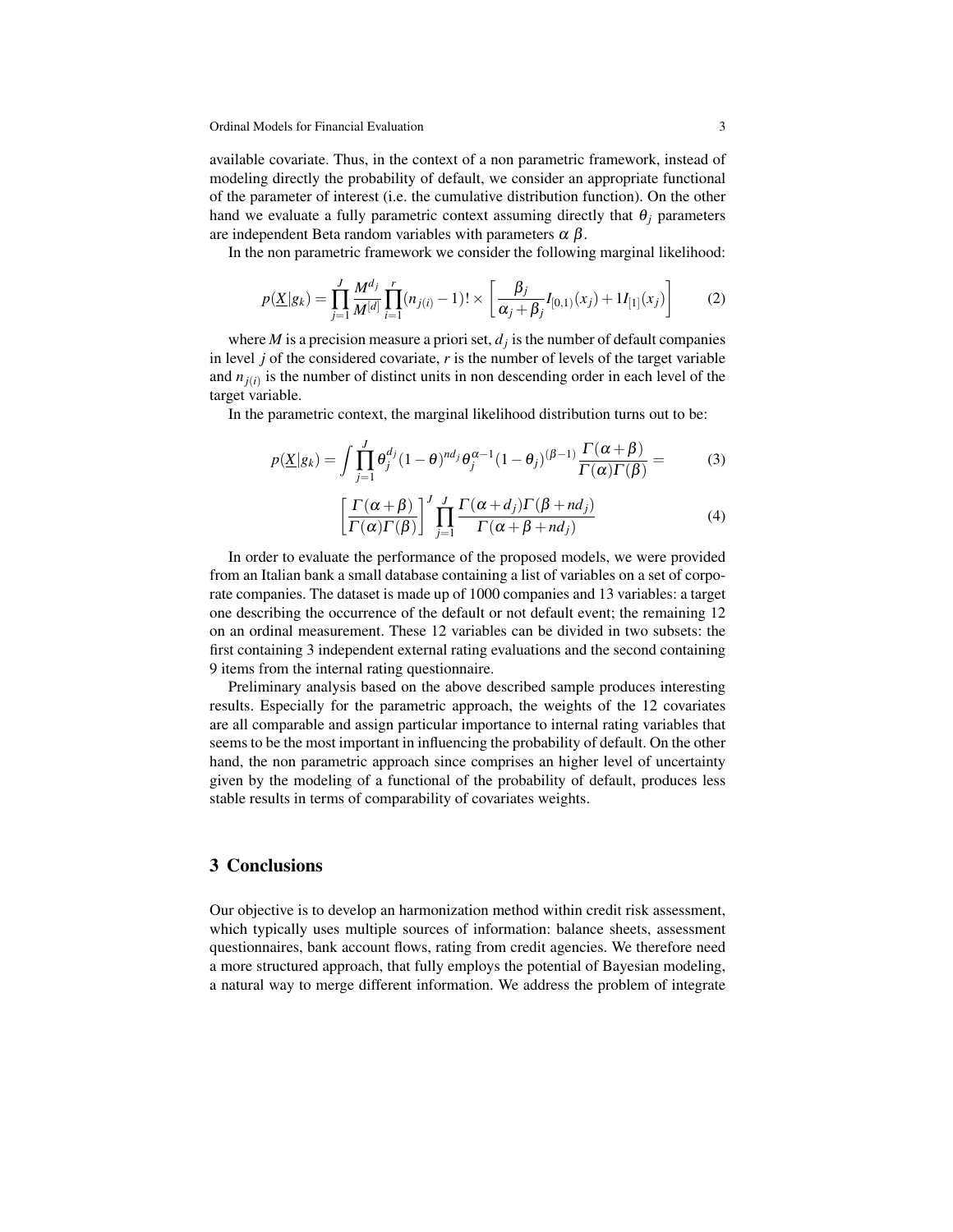available covariate. Thus, in the context of a non parametric framework, instead of modeling directly the probability of default, we consider an appropriate functional of the parameter of interest (i.e. the cumulative distribution function). On the other hand we evaluate a fully parametric context assuming directly that $\theta_j$ parameters are independent Beta random variables with parameters $\alpha$ $\beta$.

In the non parametric framework we consider the following marginal likelihood:

$$p(\underline{X}|g_k) = \prod_{j=1}^{J} \frac{M^{d_j}}{M^{[d]}} \prod_{i=1}^{r} (n_{j(i)} - 1)! \times \left[ \frac{\beta_j}{\alpha_j + \beta_j} I_{[0,1)}(x_j) + 1 I_{[1]}(x_j) \right] \tag{2}$$

where $M$ is a precision measure a priori set, $d_j$ is the number of default companies in level $j$ of the considered covariate, $r$ is the number of levels of the target variable and $n_{j(i)}$ is the number of distinct units in non descending order in each level of the target variable.

In the parametric context, the marginal likelihood distribution turns out to be:

$$p(\underline{X}|g_k) = \int \prod_{j=1}^{J} \theta_j^{d_j} (1-\theta)^{nd_j} \theta_j^{\alpha-1} (1-\theta_j)^{(\beta-1)} \frac{\Gamma(\alpha+\beta)}{\Gamma(\alpha)\Gamma(\beta)} = \tag{3}$$

$$\left[ \frac{\Gamma(\alpha+\beta)}{\Gamma(\alpha)\Gamma(\beta)} \right]^J \prod_{j=1}^{J} \frac{\Gamma(\alpha+d_j)\Gamma(\beta+nd_j)}{\Gamma(\alpha+\beta+nd_j)} \tag{4}$$

In order to evaluate the performance of the proposed models, we were provided from an Italian bank a small database containing a list of variables on a set of corporate companies. The dataset is made up of 1000 companies and 13 variables: a target one describing the occurrence of the default or not default event; the remaining 12 on an ordinal measurement. These 12 variables can be divided in two subsets: the first containing 3 independent external rating evaluations and the second containing 9 items from the internal rating questionnaire.

Preliminary analysis based on the above described sample produces interesting results. Especially for the parametric approach, the weights of the 12 covariates are all comparable and assign particular importance to internal rating variables that seems to be the most important in influencing the probability of default. On the other hand, the non parametric approach since comprises an higher level of uncertainty given by the modeling of a functional of the probability of default, produces less stable results in terms of comparability of covariates weights.

## 3 Conclusions

Our objective is to develop an harmonization method within credit risk assessment, which typically uses multiple sources of information: balance sheets, assessment questionnaires, bank account flows, rating from credit agencies. We therefore need a more structured approach, that fully employs the potential of Bayesian modeling, a natural way to merge different information. We address the problem of integrate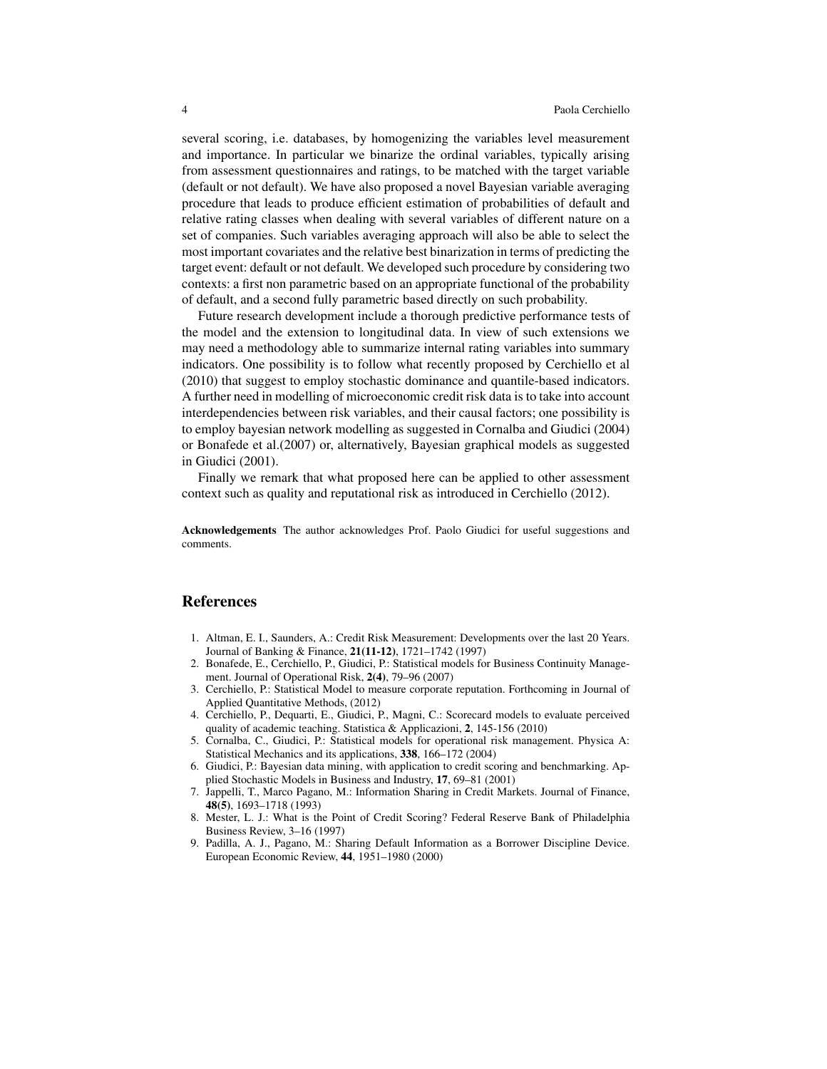several scoring, i.e. databases, by homogenizing the variables level measurement and importance. In particular we binarize the ordinal variables, typically arising from assessment questionnaires and ratings, to be matched with the target variable (default or not default). We have also proposed a novel Bayesian variable averaging procedure that leads to produce efficient estimation of probabilities of default and relative rating classes when dealing with several variables of different nature on a set of companies. Such variables averaging approach will also be able to select the most important covariates and the relative best binarization in terms of predicting the target event: default or not default. We developed such procedure by considering two contexts: a first non parametric based on an appropriate functional of the probability of default, and a second fully parametric based directly on such probability.

Future research development include a thorough predictive performance tests of the model and the extension to longitudinal data. In view of such extensions we may need a methodology able to summarize internal rating variables into summary indicators. One possibility is to follow what recently proposed by Cerchiello et al (2010) that suggest to employ stochastic dominance and quantile-based indicators. A further need in modelling of microeconomic credit risk data is to take into account interdependencies between risk variables, and their causal factors; one possibility is to employ bayesian network modelling as suggested in Cornalba and Giudici (2004) or Bonafede et al.(2007) or, alternatively, Bayesian graphical models as suggested in Giudici (2001).

Finally we remark that what proposed here can be applied to other assessment context such as quality and reputational risk as introduced in Cerchiello (2012).

**Acknowledgements** The author acknowledges Prof. Paolo Giudici for useful suggestions and comments.

## References

1. Altman, E. I., Saunders, A.: Credit Risk Measurement: Developments over the last 20 Years. Journal of Banking & Finance, **21(11-12)**, 1721–1742 (1997)
2. Bonafede, E., Cerchiello, P., Giudici, P.: Statistical models for Business Continuity Management. Journal of Operational Risk, **2(4)**, 79–96 (2007)
3. Cerchiello, P.: Statistical Model to measure corporate reputation. Forthcoming in Journal of Applied Quantitative Methods, (2012)
4. Cerchiello, P., Dequarti, E., Giudici, P., Magni, C.: Scorecard models to evaluate perceived quality of academic teaching. Statistica & Applicazioni, **2**, 145-156 (2010)
5. Cornalba, C., Giudici, P.: Statistical models for operational risk management. Physica A: Statistical Mechanics and its applications, **338**, 166–172 (2004)
6. Giudici, P.: Bayesian data mining, with application to credit scoring and benchmarking. Applied Stochastic Models in Business and Industry, **17**, 69–81 (2001)
7. Jappelli, T., Marco Pagano, M.: Information Sharing in Credit Markets. Journal of Finance, **48(5)**, 1693–1718 (1993)
8. Mester, L. J.: What is the Point of Credit Scoring? Federal Reserve Bank of Philadelphia Business Review, 3–16 (1997)
9. Padilla, A. J., Pagano, M.: Sharing Default Information as a Borrower Discipline Device. European Economic Review, **44**, 1951–1980 (2000)